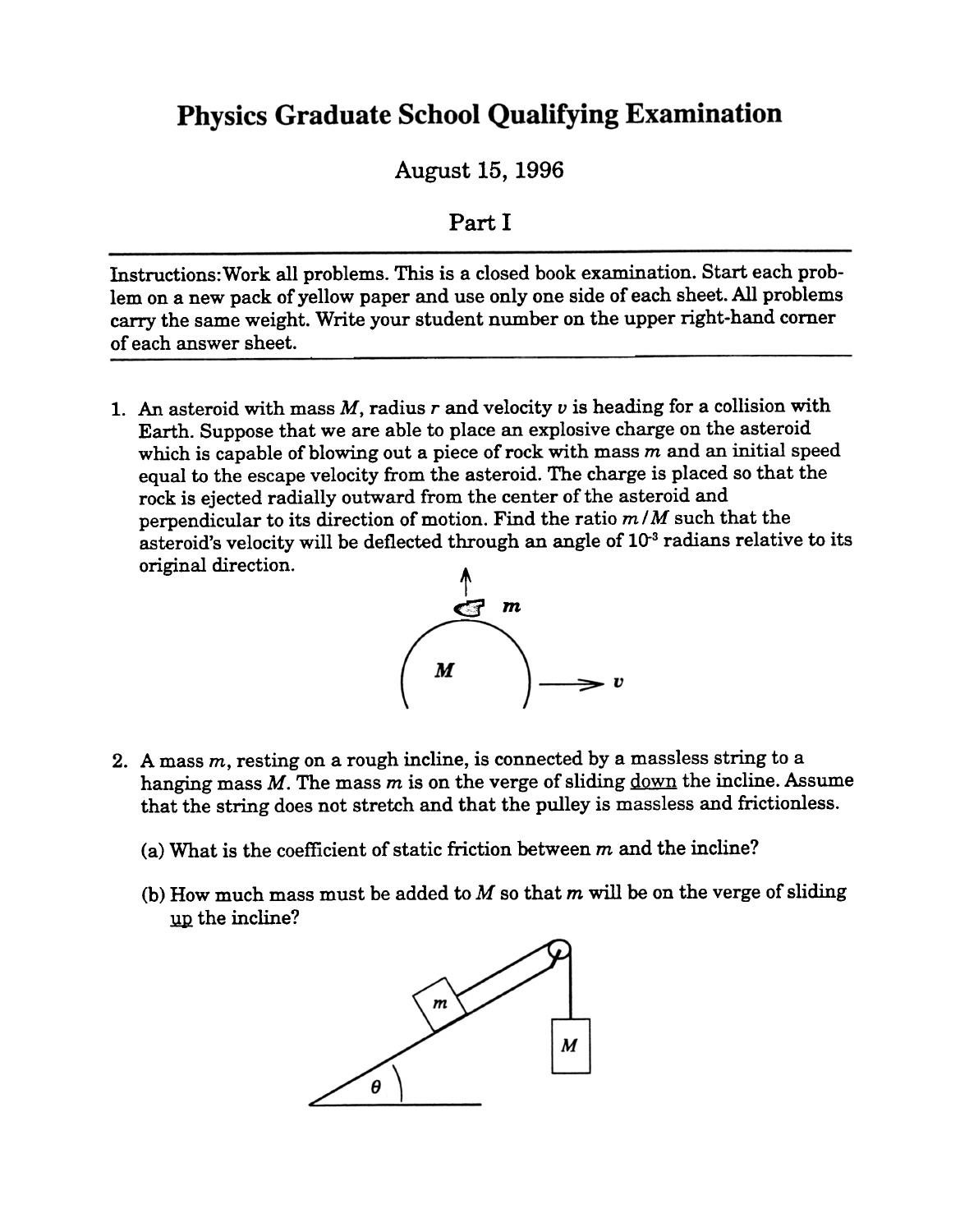# Physics Graduate School Qualifying Examination

August 15, 1996

Part I

---

Instructions: Work all problems. This is a closed book examination. Start each problem on a new pack of yellow paper and use only one side of each sheet. All problems carry the same weight. Write your student number on the upper right-hand corner of each answer sheet.

---

1. An asteroid with mass $M$, radius $r$ and velocity $v$ is heading for a collision with Earth. Suppose that we are able to place an explosive charge on the asteroid which is capable of blowing out a piece of rock with mass $m$ and an initial speed equal to the escape velocity from the asteroid. The charge is placed so that the rock is ejected radially outward from the center of the asteroid and perpendicular to its direction of motion. Find the ratio $m/M$ such that the asteroid's velocity will be deflected through an angle of $10^{-3}$ radians relative to its original direction.

2. A mass $m$, resting on a rough incline, is connected by a massless string to a hanging mass $M$. The mass $m$ is on the verge of sliding <u>down</u> the incline. Assume that the string does not stretch and that the pulley is massless and frictionless.

   (a) What is the coefficient of static friction between $m$ and the incline?

   (b) How much mass must be added to $M$ so that $m$ will be on the verge of sliding <u>up</u> the incline?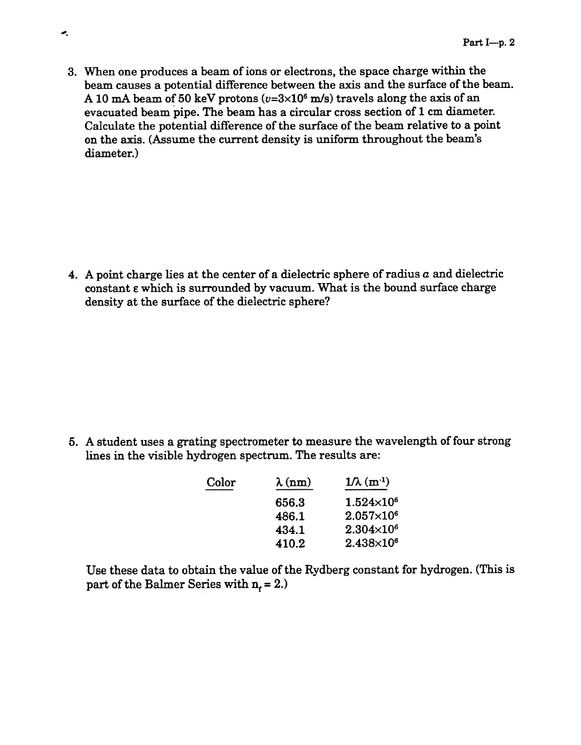3. When one produces a beam of ions or electrons, the space charge within the beam causes a potential difference between the axis and the surface of the beam. A 10 mA beam of 50 keV protons ($v$=3×10$^6$ m/s) travels along the axis of an evacuated beam pipe. The beam has a circular cross section of 1 cm diameter. Calculate the potential difference of the surface of the beam relative to a point on the axis. (Assume the current density is uniform throughout the beam's diameter.)

4. A point charge lies at the center of a dielectric sphere of radius $a$ and dielectric constant $\varepsilon$ which is surrounded by vacuum. What is the bound surface charge density at the surface of the dielectric sphere?

5. A student uses a grating spectrometer to measure the wavelength of four strong lines in the visible hydrogen spectrum. The results are:

| Color | $\lambda$ (nm) | $1/\lambda$ (m$^{-1}$) |
| --- | --- | --- |
| | 656.3 | 1.524×10$^6$ |
| | 486.1 | 2.057×10$^6$ |
| | 434.1 | 2.304×10$^6$ |
| | 410.2 | 2.438×10$^6$ |

Use these data to obtain the value of the Rydberg constant for hydrogen. (This is part of the Balmer Series with $n_f$ = 2.)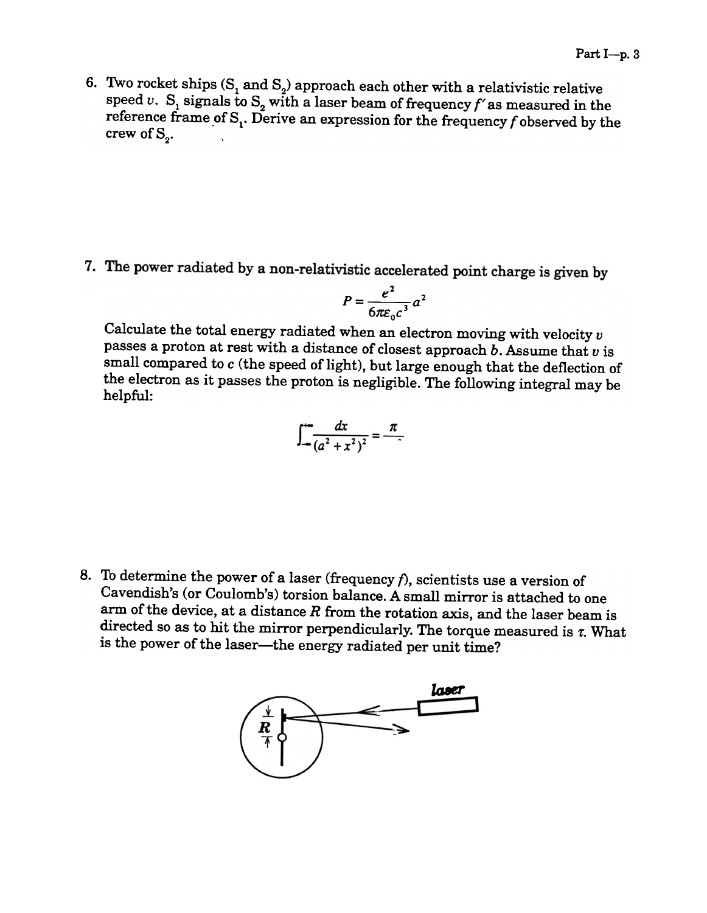6. Two rocket ships ($S_1$ and $S_2$) approach each other with a relativistic relative speed $v$. $S_1$ signals to $S_2$ with a laser beam of frequency $f'$ as measured in the reference frame of $S_1$. Derive an expression for the frequency $f$ observed by the crew of $S_2$.

7. The power radiated by a non-relativistic accelerated point charge is given by

$$P = \frac{e^2}{6\pi\varepsilon_0 c^3} a^2$$

Calculate the total energy radiated when an electron moving with velocity $v$ passes a proton at rest with a distance of closest approach $b$. Assume that $v$ is small compared to $c$ (the speed of light), but large enough that the deflection of the electron as it passes the proton is negligible. The following integral may be helpful:

$$\int_{-\infty}^{\infty} \frac{dx}{(a^2 + x^2)^2} = \frac{\pi}{\ }$$

8. To determine the power of a laser (frequency $f$), scientists use a version of Cavendish's (or Coulomb's) torsion balance. A small mirror is attached to one arm of the device, at a distance $R$ from the rotation axis, and the laser beam is directed so as to hit the mirror perpendicularly. The torque measured is $\tau$. What is the power of the laser—the energy radiated per unit time?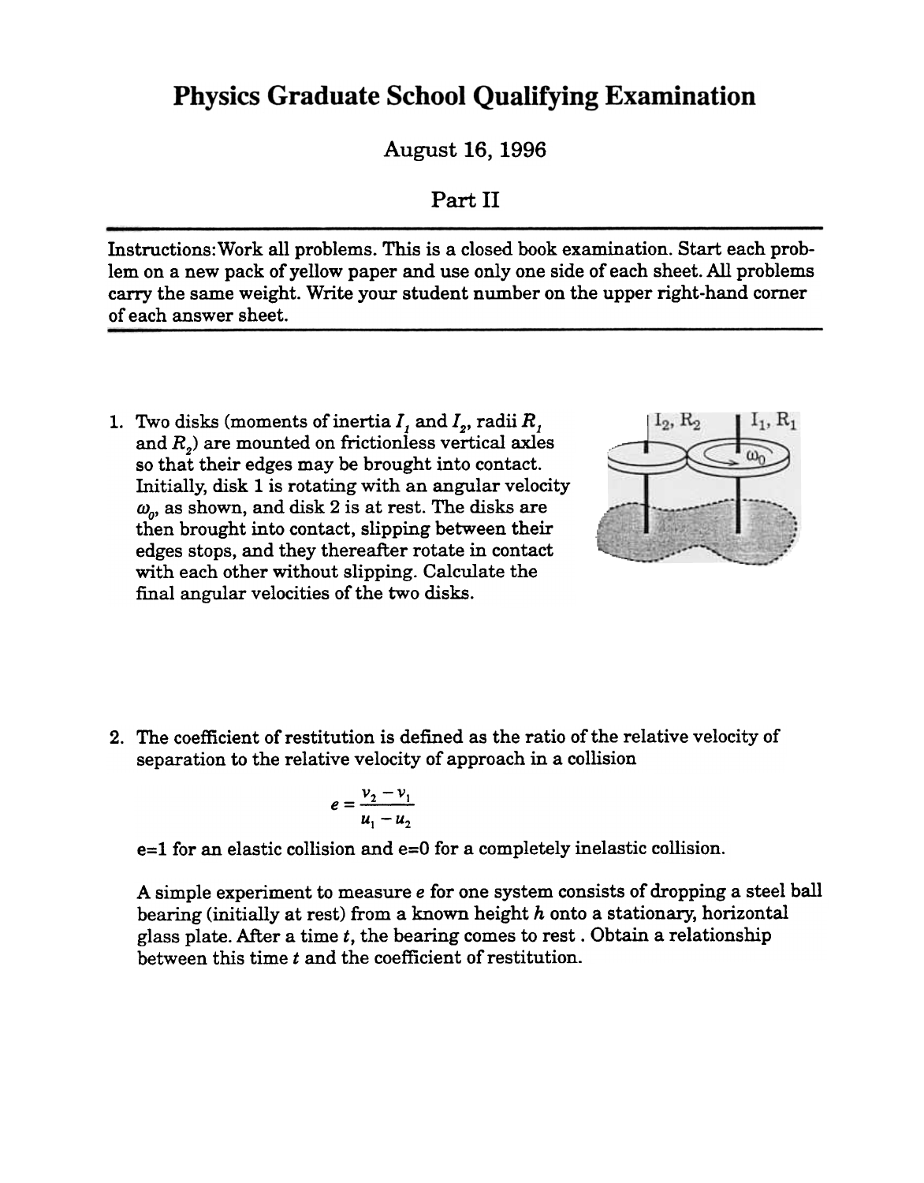# Physics Graduate School Qualifying Examination

August 16, 1996

Part II

---

Instructions: Work all problems. This is a closed book examination. Start each problem on a new pack of yellow paper and use only one side of each sheet. All problems carry the same weight. Write your student number on the upper right-hand corner of each answer sheet.

---

1. Two disks (moments of inertia $I_1$ and $I_2$, radii $R_1$ and $R_2$) are mounted on frictionless vertical axles so that their edges may be brought into contact. Initially, disk 1 is rotating with an angular velocity $\omega_0$, as shown, and disk 2 is at rest. The disks are then brought into contact, slipping between their edges stops, and they thereafter rotate in contact with each other without slipping. Calculate the final angular velocities of the two disks.

2. The coefficient of restitution is defined as the ratio of the relative velocity of separation to the relative velocity of approach in a collision

$$e = \frac{v_2 - v_1}{u_1 - u_2}$$

e=1 for an elastic collision and e=0 for a completely inelastic collision.

A simple experiment to measure $e$ for one system consists of dropping a steel ball bearing (initially at rest) from a known height $h$ onto a stationary, horizontal glass plate. After a time $t$, the bearing comes to rest . Obtain a relationship between this time $t$ and the coefficient of restitution.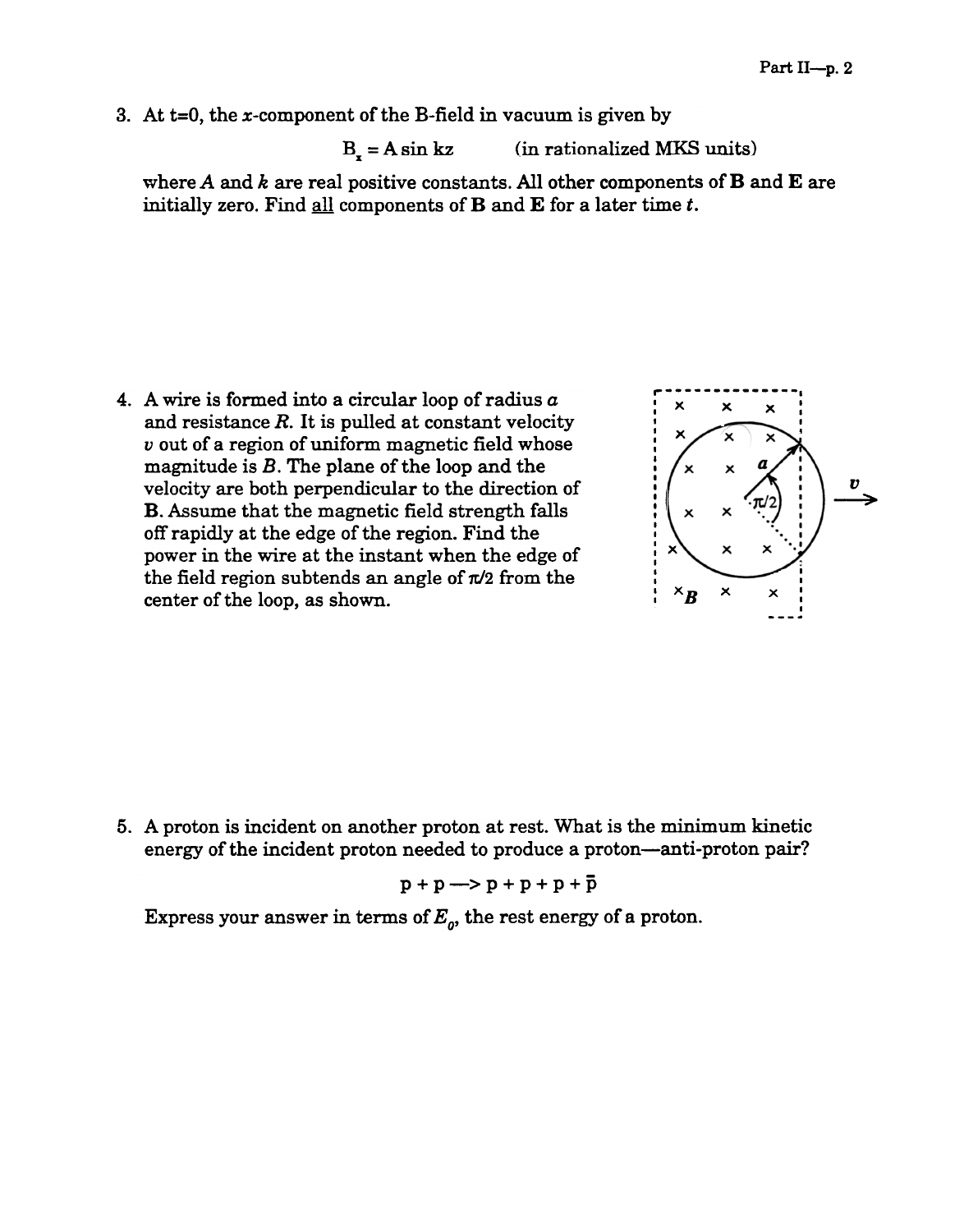3. At t=0, the $x$-component of the B-field in vacuum is given by

$$B_x = A \sin kz \qquad \text{(in rationalized MKS units)}$$

where $A$ and $k$ are real positive constants. All other components of **B** and **E** are initially zero. Find all components of **B** and **E** for a later time $t$.

4. A wire is formed into a circular loop of radius $a$ and resistance $R$. It is pulled at constant velocity $v$ out of a region of uniform magnetic field whose magnitude is $B$. The plane of the loop and the velocity are both perpendicular to the direction of **B**. Assume that the magnetic field strength falls off rapidly at the edge of the region. Find the power in the wire at the instant when the edge of the field region subtends an angle of $\pi/2$ from the center of the loop, as shown.

5. A proton is incident on another proton at rest. What is the minimum kinetic energy of the incident proton needed to produce a proton—anti-proton pair?

$$p + p \longrightarrow p + p + p + \bar{p}$$

Express your answer in terms of $E_0$, the rest energy of a proton.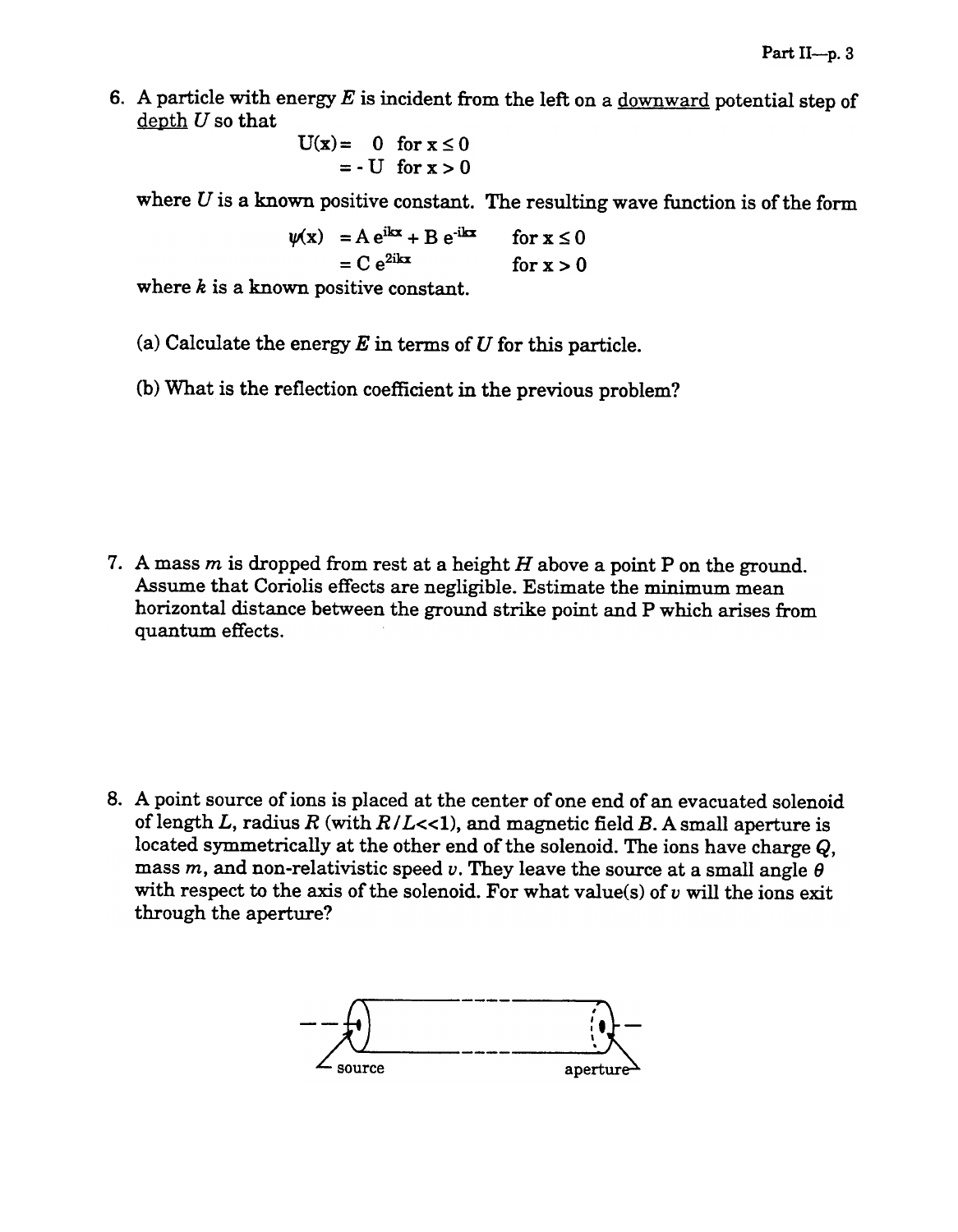6. A particle with energy $E$ is incident from the left on a <u>downward</u> potential step of <u>depth</u> $U$ so that

$$U(x) = 0 \quad \text{for } x \leq 0$$
$$= -U \quad \text{for } x > 0$$

where $U$ is a known positive constant. The resulting wave function is of the form

$$\psi(x) = A e^{ikx} + B e^{-ikx} \qquad \text{for } x \leq 0$$
$$= C e^{2ikx} \qquad \text{for } x > 0$$

where $k$ is a known positive constant.

(a) Calculate the energy $E$ in terms of $U$ for this particle.

(b) What is the reflection coefficient in the previous problem?

7. A mass $m$ is dropped from rest at a height $H$ above a point P on the ground. Assume that Coriolis effects are negligible. Estimate the minimum mean horizontal distance between the ground strike point and P which arises from quantum effects.

8. A point source of ions is placed at the center of one end of an evacuated solenoid of length $L$, radius $R$ (with $R/L \ll 1$), and magnetic field $B$. A small aperture is located symmetrically at the other end of the solenoid. The ions have charge $Q$, mass $m$, and non-relativistic speed $v$. They leave the source at a small angle $\theta$ with respect to the axis of the solenoid. For what value(s) of $v$ will the ions exit through the aperture?

source

aperture